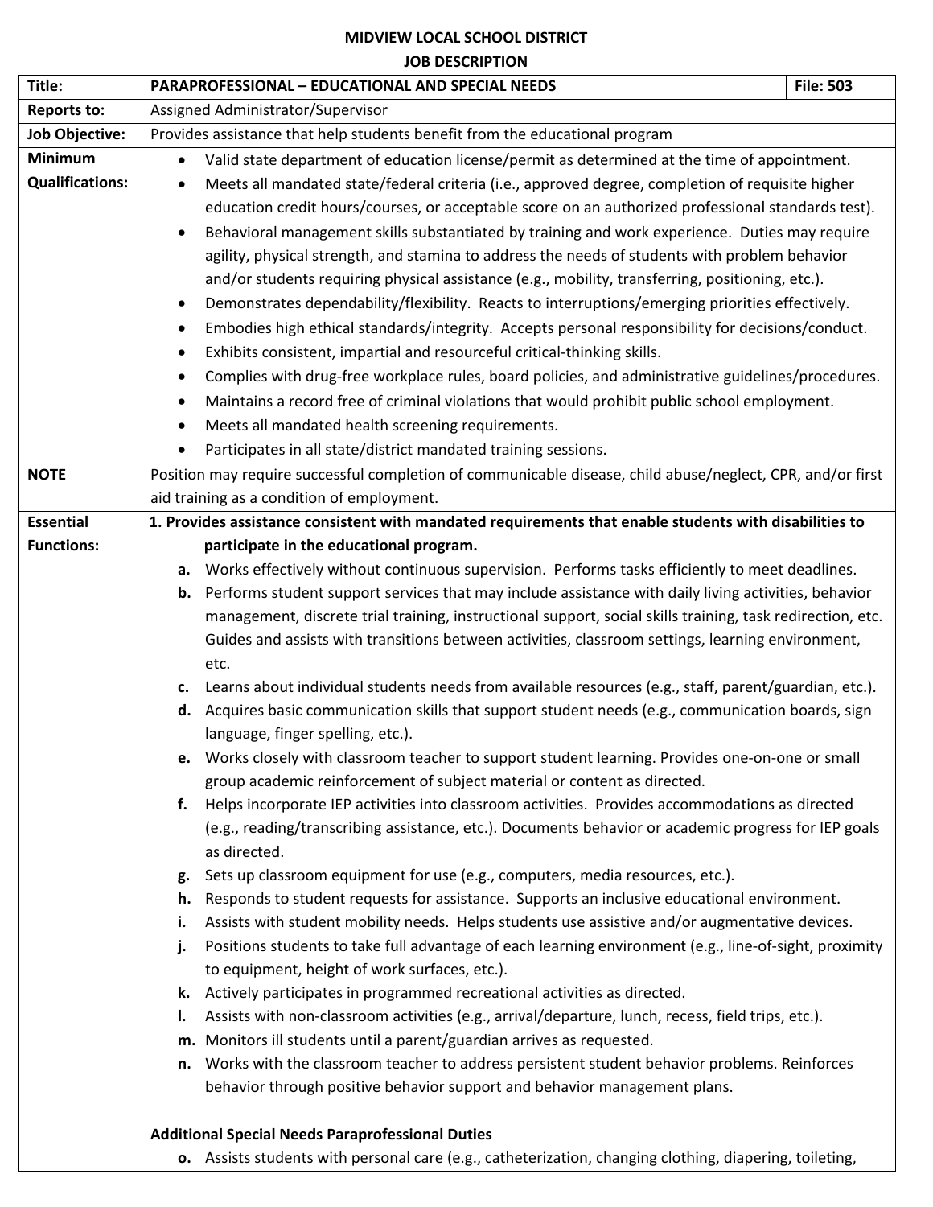**MIDVIEW LOCAL SCHOOL DISTRICT**
**JOB DESCRIPTION**

| Title: | PARAPROFESSIONAL – EDUCATIONAL AND SPECIAL NEEDS | File: 503 |
|---|---|---|
| Reports to: | Assigned Administrator/Supervisor | |
| Job Objective: | Provides assistance that help students benefit from the educational program | |
| Minimum Qualifications: | • Valid state department of education license/permit as determined at the time of appointment.<br>• Meets all mandated state/federal criteria (i.e., approved degree, completion of requisite higher education credit hours/courses, or acceptable score on an authorized professional standards test).<br>• Behavioral management skills substantiated by training and work experience. Duties may require agility, physical strength, and stamina to address the needs of students with problem behavior and/or students requiring physical assistance (e.g., mobility, transferring, positioning, etc.).<br>• Demonstrates dependability/flexibility. Reacts to interruptions/emerging priorities effectively.<br>• Embodies high ethical standards/integrity. Accepts personal responsibility for decisions/conduct.<br>• Exhibits consistent, impartial and resourceful critical-thinking skills.<br>• Complies with drug-free workplace rules, board policies, and administrative guidelines/procedures.<br>• Maintains a record free of criminal violations that would prohibit public school employment.<br>• Meets all mandated health screening requirements.<br>• Participates in all state/district mandated training sessions. | |
| NOTE | Position may require successful completion of communicable disease, child abuse/neglect, CPR, and/or first aid training as a condition of employment. | |
| Essential Functions: | **1. Provides assistance consistent with mandated requirements that enable students with disabilities to participate in the educational program.**<br>**a.** Works effectively without continuous supervision. Performs tasks efficiently to meet deadlines.<br>**b.** Performs student support services that may include assistance with daily living activities, behavior management, discrete trial training, instructional support, social skills training, task redirection, etc. Guides and assists with transitions between activities, classroom settings, learning environment, etc.<br>**c.** Learns about individual students needs from available resources (e.g., staff, parent/guardian, etc.).<br>**d.** Acquires basic communication skills that support student needs (e.g., communication boards, sign language, finger spelling, etc.).<br>**e.** Works closely with classroom teacher to support student learning. Provides one-on-one or small group academic reinforcement of subject material or content as directed.<br>**f.** Helps incorporate IEP activities into classroom activities. Provides accommodations as directed (e.g., reading/transcribing assistance, etc.). Documents behavior or academic progress for IEP goals as directed.<br>**g.** Sets up classroom equipment for use (e.g., computers, media resources, etc.).<br>**h.** Responds to student requests for assistance. Supports an inclusive educational environment.<br>**i.** Assists with student mobility needs. Helps students use assistive and/or augmentative devices.<br>**j.** Positions students to take full advantage of each learning environment (e.g., line-of-sight, proximity to equipment, height of work surfaces, etc.).<br>**k.** Actively participates in programmed recreational activities as directed.<br>**l.** Assists with non-classroom activities (e.g., arrival/departure, lunch, recess, field trips, etc.).<br>**m.** Monitors ill students until a parent/guardian arrives as requested.<br>**n.** Works with the classroom teacher to address persistent student behavior problems. Reinforces behavior through positive behavior support and behavior management plans.<br><br>**Additional Special Needs Paraprofessional Duties**<br>**o.** Assists students with personal care (e.g., catheterization, changing clothing, diapering, toileting, | |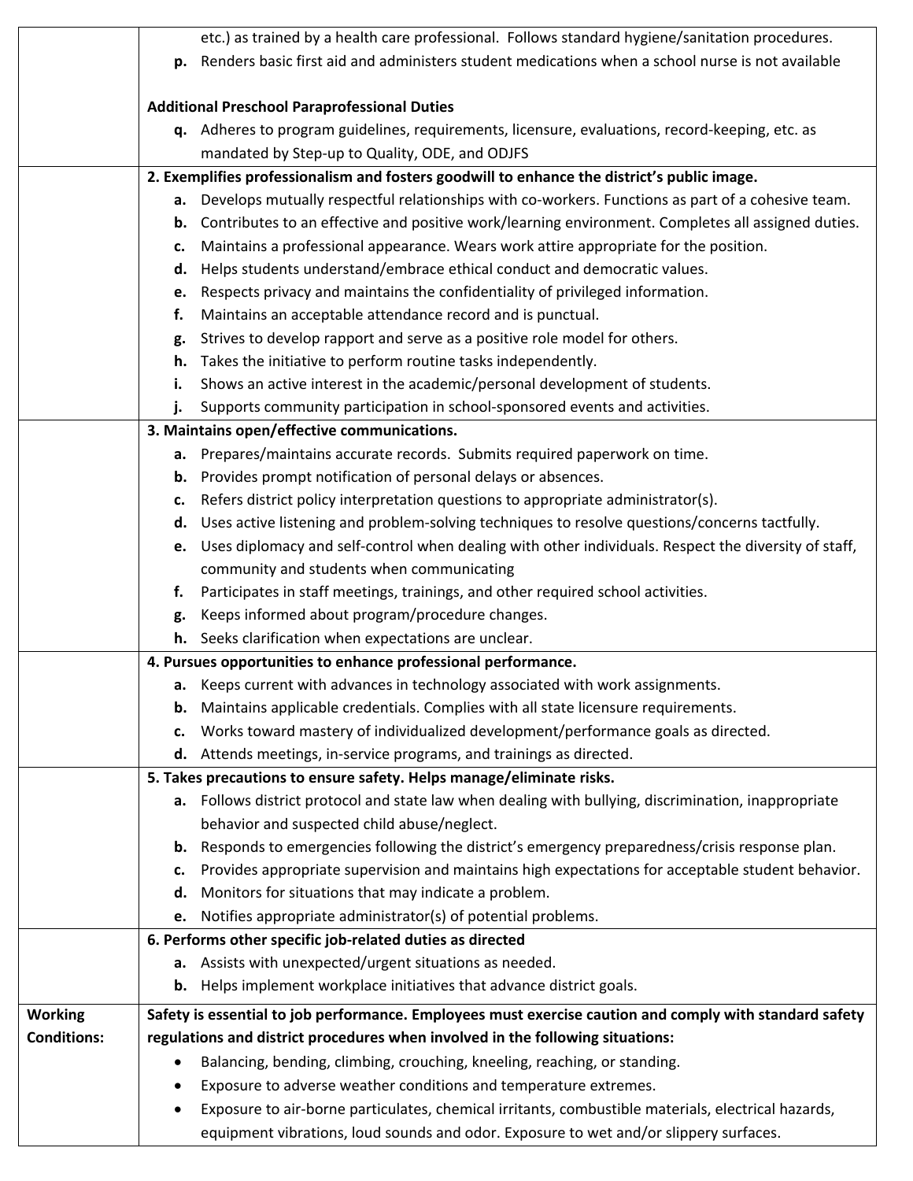| | |
|---|---|
| | etc.) as trained by a health care professional. Follows standard hygiene/sanitation procedures.<br>**p.** Renders basic first aid and administers student medications when a school nurse is not available<br><br>**Additional Preschool Paraprofessional Duties**<br>**q.** Adheres to program guidelines, requirements, licensure, evaluations, record-keeping, etc. as mandated by Step-up to Quality, ODE, and ODJFS |
| | **2. Exemplifies professionalism and fosters goodwill to enhance the district's public image.**<br>**a.** Develops mutually respectful relationships with co-workers. Functions as part of a cohesive team.<br>**b.** Contributes to an effective and positive work/learning environment. Completes all assigned duties.<br>**c.** Maintains a professional appearance. Wears work attire appropriate for the position.<br>**d.** Helps students understand/embrace ethical conduct and democratic values.<br>**e.** Respects privacy and maintains the confidentiality of privileged information.<br>**f.** Maintains an acceptable attendance record and is punctual.<br>**g.** Strives to develop rapport and serve as a positive role model for others.<br>**h.** Takes the initiative to perform routine tasks independently.<br>**i.** Shows an active interest in the academic/personal development of students.<br>**j.** Supports community participation in school-sponsored events and activities. |
| | **3. Maintains open/effective communications.**<br>**a.** Prepares/maintains accurate records. Submits required paperwork on time.<br>**b.** Provides prompt notification of personal delays or absences.<br>**c.** Refers district policy interpretation questions to appropriate administrator(s).<br>**d.** Uses active listening and problem-solving techniques to resolve questions/concerns tactfully.<br>**e.** Uses diplomacy and self-control when dealing with other individuals. Respect the diversity of staff, community and students when communicating<br>**f.** Participates in staff meetings, trainings, and other required school activities.<br>**g.** Keeps informed about program/procedure changes.<br>**h.** Seeks clarification when expectations are unclear. |
| | **4. Pursues opportunities to enhance professional performance.**<br>**a.** Keeps current with advances in technology associated with work assignments.<br>**b.** Maintains applicable credentials. Complies with all state licensure requirements.<br>**c.** Works toward mastery of individualized development/performance goals as directed.<br>**d.** Attends meetings, in-service programs, and trainings as directed. |
| | **5. Takes precautions to ensure safety. Helps manage/eliminate risks.**<br>**a.** Follows district protocol and state law when dealing with bullying, discrimination, inappropriate behavior and suspected child abuse/neglect.<br>**b.** Responds to emergencies following the district's emergency preparedness/crisis response plan.<br>**c.** Provides appropriate supervision and maintains high expectations for acceptable student behavior.<br>**d.** Monitors for situations that may indicate a problem.<br>**e.** Notifies appropriate administrator(s) of potential problems. |
| | **6. Performs other specific job-related duties as directed**<br>**a.** Assists with unexpected/urgent situations as needed.<br>**b.** Helps implement workplace initiatives that advance district goals. |
| **Working Conditions:** | **Safety is essential to job performance. Employees must exercise caution and comply with standard safety regulations and district procedures when involved in the following situations:**<br>• Balancing, bending, climbing, crouching, kneeling, reaching, or standing.<br>• Exposure to adverse weather conditions and temperature extremes.<br>• Exposure to air-borne particulates, chemical irritants, combustible materials, electrical hazards, equipment vibrations, loud sounds and odor. Exposure to wet and/or slippery surfaces. |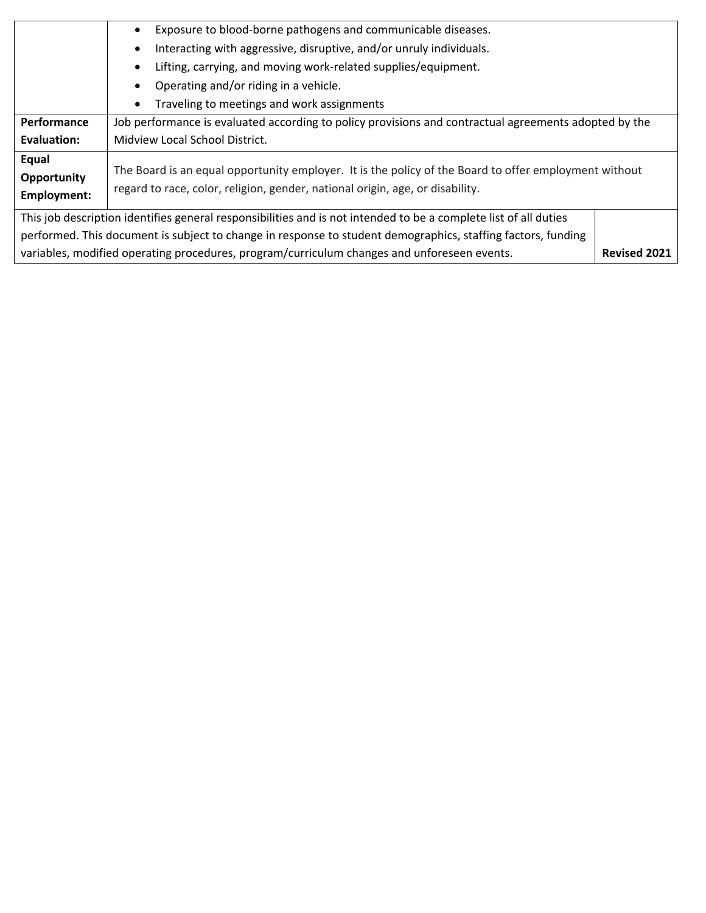| | |
|---|---|
| | • Exposure to blood-borne pathogens and communicable diseases.<br>• Interacting with aggressive, disruptive, and/or unruly individuals.<br>• Lifting, carrying, and moving work-related supplies/equipment.<br>• Operating and/or riding in a vehicle.<br>• Traveling to meetings and work assignments |
| **Performance Evaluation:** | Job performance is evaluated according to policy provisions and contractual agreements adopted by the Midview Local School District. |
| **Equal Opportunity Employment:** | The Board is an equal opportunity employer. It is the policy of the Board to offer employment without regard to race, color, religion, gender, national origin, age, or disability. |

| | |
|---|---|
| This job description identifies general responsibilities and is not intended to be a complete list of all duties performed. This document is subject to change in response to student demographics, staffing factors, funding variables, modified operating procedures, program/curriculum changes and unforeseen events. | **Revised 2021** |